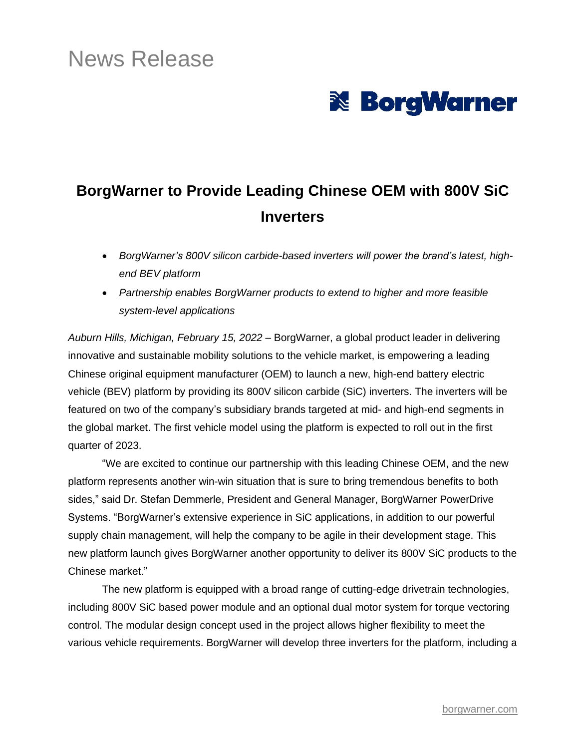News Release

BorgWarner

# BorgWarner to Provide Leading Chinese OEM with 800V SiC Inverters

- *BorgWarner's 800V silicon carbide-based inverters will power the brand's latest, high-end BEV platform*
- *Partnership enables BorgWarner products to extend to higher and more feasible system-level applications*

*Auburn Hills, Michigan, February 15, 2022* – BorgWarner, a global product leader in delivering innovative and sustainable mobility solutions to the vehicle market, is empowering a leading Chinese original equipment manufacturer (OEM) to launch a new, high-end battery electric vehicle (BEV) platform by providing its 800V silicon carbide (SiC) inverters. The inverters will be featured on two of the company's subsidiary brands targeted at mid- and high-end segments in the global market. The first vehicle model using the platform is expected to roll out in the first quarter of 2023.

"We are excited to continue our partnership with this leading Chinese OEM, and the new platform represents another win-win situation that is sure to bring tremendous benefits to both sides," said Dr. Stefan Demmerle, President and General Manager, BorgWarner PowerDrive Systems. "BorgWarner's extensive experience in SiC applications, in addition to our powerful supply chain management, will help the company to be agile in their development stage. This new platform launch gives BorgWarner another opportunity to deliver its 800V SiC products to the Chinese market."

The new platform is equipped with a broad range of cutting-edge drivetrain technologies, including 800V SiC based power module and an optional dual motor system for torque vectoring control. The modular design concept used in the project allows higher flexibility to meet the various vehicle requirements. BorgWarner will develop three inverters for the platform, including a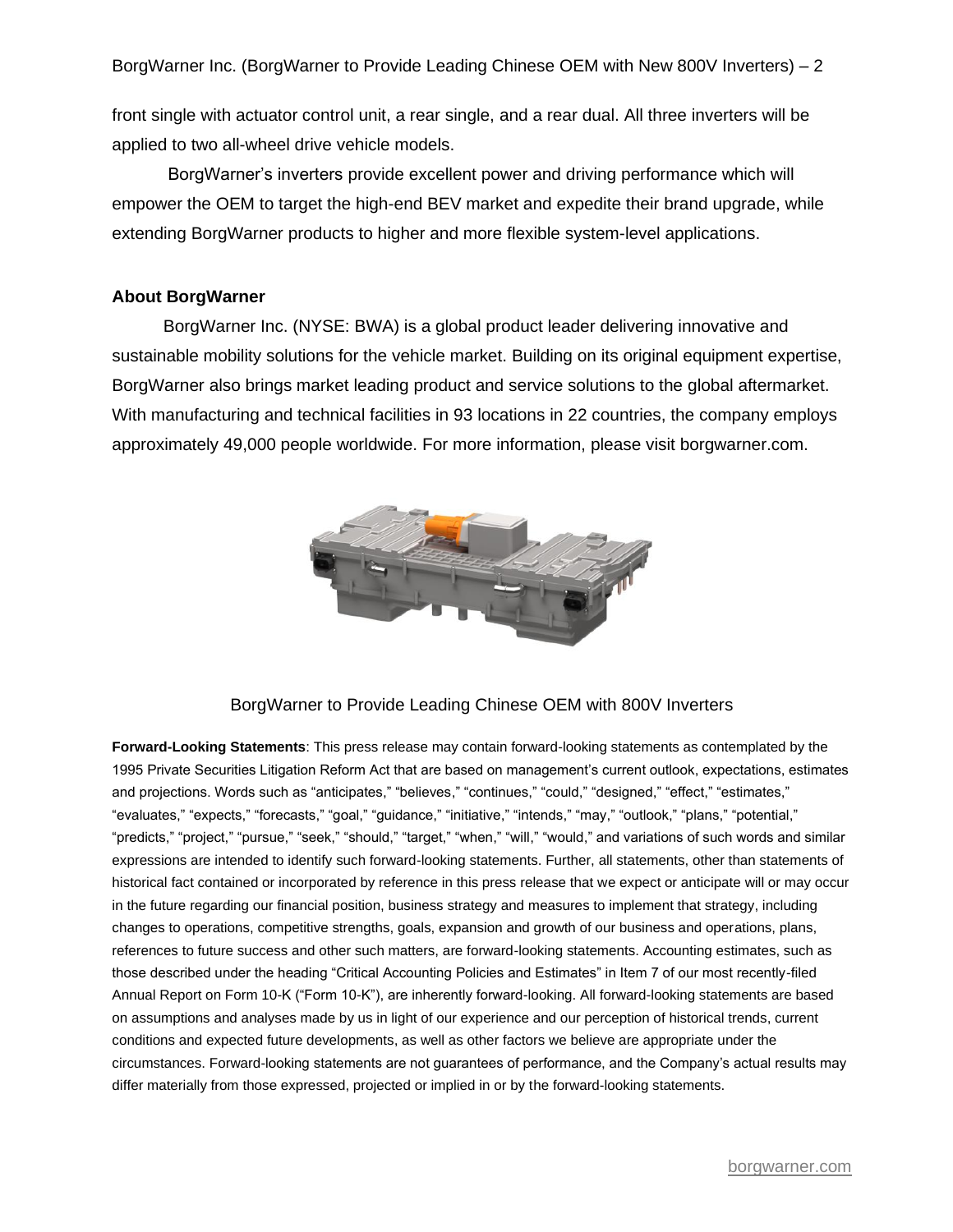front single with actuator control unit, a rear single, and a rear dual. All three inverters will be applied to two all-wheel drive vehicle models.

BorgWarner's inverters provide excellent power and driving performance which will empower the OEM to target the high-end BEV market and expedite their brand upgrade, while extending BorgWarner products to higher and more flexible system-level applications.

**About BorgWarner**

BorgWarner Inc. (NYSE: BWA) is a global product leader delivering innovative and sustainable mobility solutions for the vehicle market. Building on its original equipment expertise, BorgWarner also brings market leading product and service solutions to the global aftermarket. With manufacturing and technical facilities in 93 locations in 22 countries, the company employs approximately 49,000 people worldwide. For more information, please visit borgwarner.com.

BorgWarner to Provide Leading Chinese OEM with 800V Inverters

**Forward-Looking Statements**: This press release may contain forward-looking statements as contemplated by the 1995 Private Securities Litigation Reform Act that are based on management's current outlook, expectations, estimates and projections. Words such as "anticipates," "believes," "continues," "could," "designed," "effect," "estimates," "evaluates," "expects," "forecasts," "goal," "guidance," "initiative," "intends," "may," "outlook," "plans," "potential," "predicts," "project," "pursue," "seek," "should," "target," "when," "will," "would," and variations of such words and similar expressions are intended to identify such forward-looking statements. Further, all statements, other than statements of historical fact contained or incorporated by reference in this press release that we expect or anticipate will or may occur in the future regarding our financial position, business strategy and measures to implement that strategy, including changes to operations, competitive strengths, goals, expansion and growth of our business and operations, plans, references to future success and other such matters, are forward-looking statements. Accounting estimates, such as those described under the heading "Critical Accounting Policies and Estimates" in Item 7 of our most recently-filed Annual Report on Form 10-K ("Form 10-K"), are inherently forward-looking. All forward-looking statements are based on assumptions and analyses made by us in light of our experience and our perception of historical trends, current conditions and expected future developments, as well as other factors we believe are appropriate under the circumstances. Forward-looking statements are not guarantees of performance, and the Company's actual results may differ materially from those expressed, projected or implied in or by the forward-looking statements.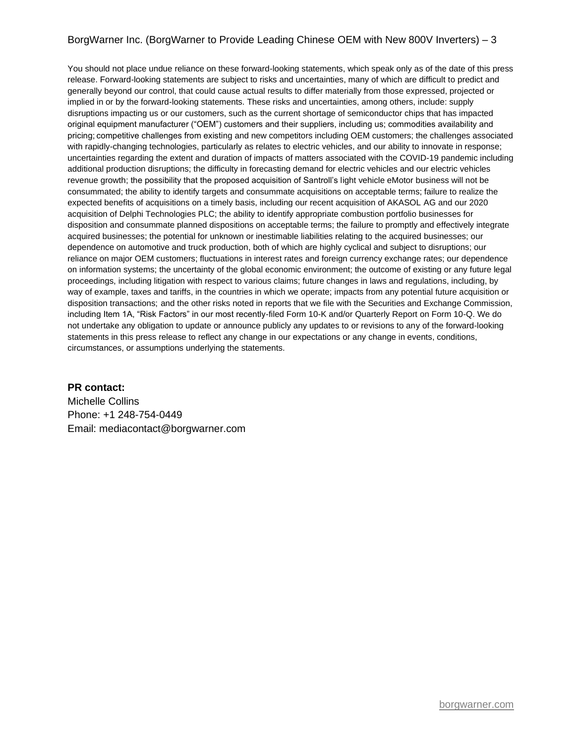You should not place undue reliance on these forward-looking statements, which speak only as of the date of this press release. Forward-looking statements are subject to risks and uncertainties, many of which are difficult to predict and generally beyond our control, that could cause actual results to differ materially from those expressed, projected or implied in or by the forward-looking statements. These risks and uncertainties, among others, include: supply disruptions impacting us or our customers, such as the current shortage of semiconductor chips that has impacted original equipment manufacturer ("OEM") customers and their suppliers, including us; commodities availability and pricing; competitive challenges from existing and new competitors including OEM customers; the challenges associated with rapidly-changing technologies, particularly as relates to electric vehicles, and our ability to innovate in response; uncertainties regarding the extent and duration of impacts of matters associated with the COVID-19 pandemic including additional production disruptions; the difficulty in forecasting demand for electric vehicles and our electric vehicles revenue growth; the possibility that the proposed acquisition of Santroll's light vehicle eMotor business will not be consummated; the ability to identify targets and consummate acquisitions on acceptable terms; failure to realize the expected benefits of acquisitions on a timely basis, including our recent acquisition of AKASOL AG and our 2020 acquisition of Delphi Technologies PLC; the ability to identify appropriate combustion portfolio businesses for disposition and consummate planned dispositions on acceptable terms; the failure to promptly and effectively integrate acquired businesses; the potential for unknown or inestimable liabilities relating to the acquired businesses; our dependence on automotive and truck production, both of which are highly cyclical and subject to disruptions; our reliance on major OEM customers; fluctuations in interest rates and foreign currency exchange rates; our dependence on information systems; the uncertainty of the global economic environment; the outcome of existing or any future legal proceedings, including litigation with respect to various claims; future changes in laws and regulations, including, by way of example, taxes and tariffs, in the countries in which we operate; impacts from any potential future acquisition or disposition transactions; and the other risks noted in reports that we file with the Securities and Exchange Commission, including Item 1A, "Risk Factors" in our most recently-filed Form 10-K and/or Quarterly Report on Form 10-Q. We do not undertake any obligation to update or announce publicly any updates to or revisions to any of the forward-looking statements in this press release to reflect any change in our expectations or any change in events, conditions, circumstances, or assumptions underlying the statements.

**PR contact:**
Michelle Collins
Phone: +1 248-754-0449
Email: mediacontact@borgwarner.com